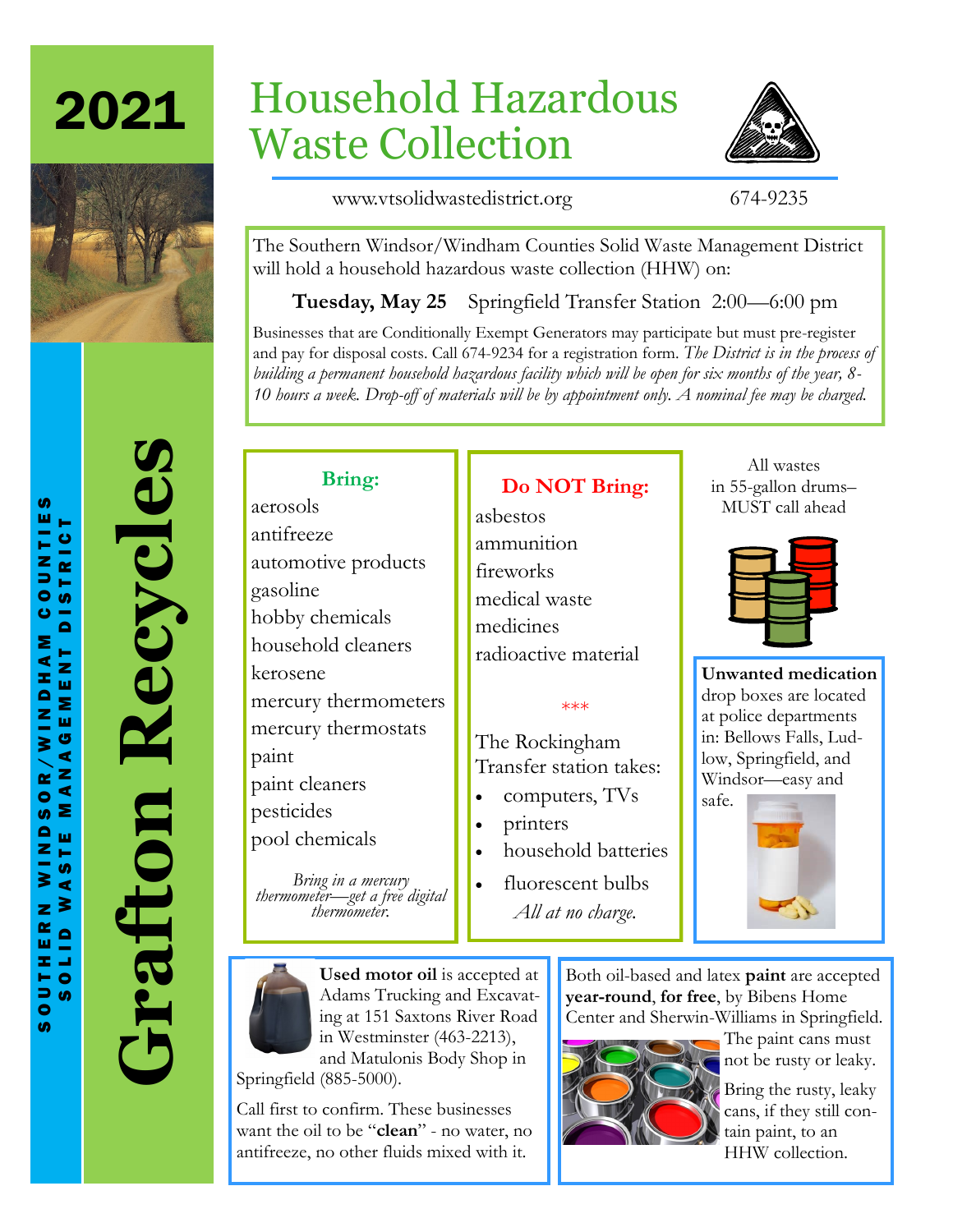# 2021

# Household Hazardous Waste Collection

www.vtsolidwastedistrict.org 674-9235

SOUTHERN WINDSOR/WINDHAM COUNTIES SOLID WASTE MANAGEMENT DISTRICT

**Grafton Recycles**

The Southern Windsor/Windham Counties Solid Waste Management District will hold a household hazardous waste collection (HHW) on:

**Tuesday, May 25** Springfield Transfer Station 2:00—6:00 pm

Businesses that are Conditionally Exempt Generators may participate but must pre-register and pay for disposal costs. Call 674-9234 for a registration form. *The District is in the process of building a permanent household hazardous facility which will be open for six months of the year, 8-10 hours a week. Drop-off of materials will be by appointment only. A nominal fee may be charged.*

## Bring:

aerosols
antifreeze
automotive products
gasoline
hobby chemicals
household cleaners
kerosene
mercury thermometers
mercury thermostats
paint
paint cleaners
pesticides
pool chemicals

*Bring in a mercury thermometer—get a free digital thermometer.*

## Do NOT Bring:

asbestos
ammunition
fireworks
medical waste
medicines
radioactive material

\*\*\*

The Rockingham Transfer station takes:

- computers, TVs
- printers
- household batteries
- fluorescent bulbs

*All at no charge.*

All wastes in 55-gallon drums– MUST call ahead

**Unwanted medication** drop boxes are located at police departments in: Bellows Falls, Ludlow, Springfield, and Windsor—easy and safe.

**Used motor oil** is accepted at Adams Trucking and Excavating at 151 Saxtons River Road in Westminster (463-2213), and Matulonis Body Shop in Springfield (885-5000).

Call first to confirm. These businesses want the oil to be "**clean**" - no water, no antifreeze, no other fluids mixed with it.

Both oil-based and latex **paint** are accepted **year-round**, **for free**, by Bibens Home Center and Sherwin-Williams in Springfield. The paint cans must not be rusty or leaky.

Bring the rusty, leaky cans, if they still contain paint, to an HHW collection.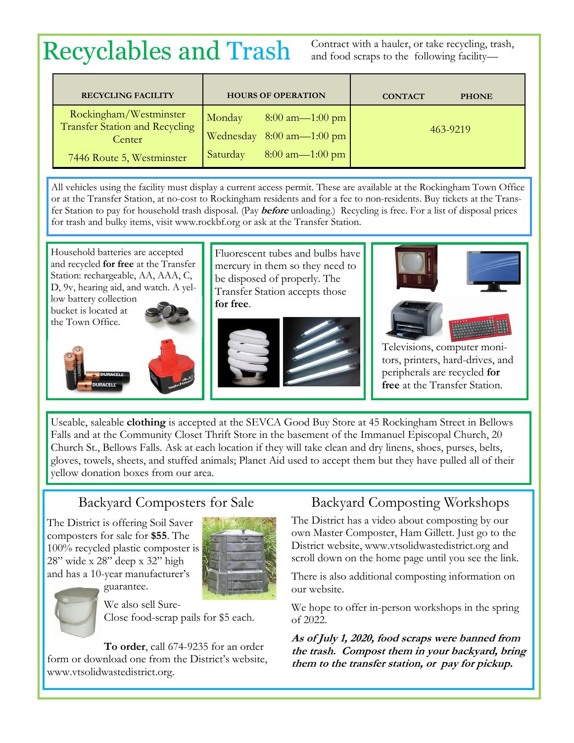# Recyclables and Trash

Contract with a hauler, or take recycling, trash, and food scraps to the following facility—

| RECYCLING FACILITY | HOURS OF OPERATION | | CONTACT PHONE |
|---|---|---|---|
| Rockingham/Westminster Transfer Station and Recycling Center<br>7446 Route 5, Westminster | Monday | 8:00 am—1:00 pm | 463-9219 |
| | Wednesday | 8:00 am—1:00 pm | |
| | Saturday | 8:00 am—1:00 pm | |

All vehicles using the facility must display a current access permit. These are available at the Rockingham Town Office or at the Transfer Station, at no-cost to Rockingham residents and for a fee to non-residents. Buy tickets at the Transfer Station to pay for household trash disposal. (Pay ***before*** unloading.) Recycling is free. For a list of disposal prices for trash and bulky items, visit www.rockbf.org or ask at the Transfer Station.

Household batteries are accepted and recycled **for free** at the Transfer Station: rechargeable, AA, AAA, C, D, 9v, hearing aid, and watch. A yellow battery collection bucket is located at the Town Office.

Fluorescent tubes and bulbs have mercury in them so they need to be disposed of properly. The Transfer Station accepts those **for free**.

Televisions, computer monitors, printers, hard-drives, and peripherals are recycled **for free** at the Transfer Station.

Useable, saleable **clothing** is accepted at the SEVCA Good Buy Store at 45 Rockingham Street in Bellows Falls and at the Community Closet Thrift Store in the basement of the Immanuel Episcopal Church, 20 Church St., Bellows Falls. Ask at each location if they will take clean and dry linens, shoes, purses, belts, gloves, towels, sheets, and stuffed animals; Planet Aid used to accept them but they have pulled all of their yellow donation boxes from our area.

## Backyard Composters for Sale

The District is offering Soil Saver composters for sale for **$55**. The 100% recycled plastic composter is 28” wide x 28” deep x 32” high and has a 10-year manufacturer’s guarantee.

We also sell Sure-Close food-scrap pails for $5 each.

**To order**, call 674-9235 for an order form or download one from the District’s website, www.vtsolidwastedistrict.org.

## Backyard Composting Workshops

The District has a video about composting by our own Master Composter, Ham Gillett. Just go to the District website, www.vtsolidwastedistrict.org and scroll down on the home page until you see the link.

There is also additional composting information on our website.

We hope to offer in-person workshops in the spring of 2022.

***As of July 1, 2020, food scraps were banned from the trash. Compost them in your backyard, bring them to the transfer station, or pay for pickup.***